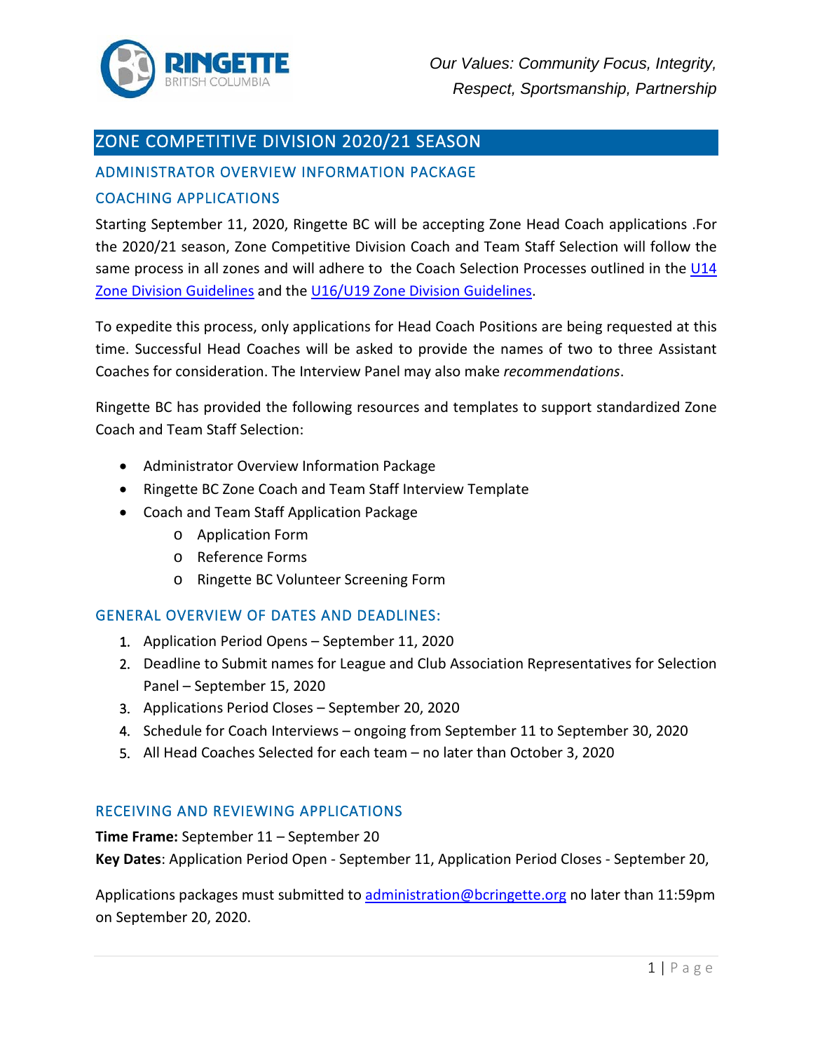Our Values: Community Focus, Integrity, Respect, Sportsmanship, Partnership

# ZONE COMPETITIVE DIVISION 2020/21 SEASON

## ADMINISTRATOR OVERVIEW INFORMATION PACKAGE

## COACHING APPLICATIONS

Starting September 11, 2020, Ringette BC will be accepting Zone Head Coach applications .For the 2020/21 season, Zone Competitive Division Coach and Team Staff Selection will follow the same process in all zones and will adhere to the Coach Selection Processes outlined in the U14 Zone Division Guidelines and the U16/U19 Zone Division Guidelines.

To expedite this process, only applications for Head Coach Positions are being requested at this time. Successful Head Coaches will be asked to provide the names of two to three Assistant Coaches for consideration. The Interview Panel may also make *recommendations*.

Ringette BC has provided the following resources and templates to support standardized Zone Coach and Team Staff Selection:

- Administrator Overview Information Package
- Ringette BC Zone Coach and Team Staff Interview Template
- Coach and Team Staff Application Package
  - Application Form
  - Reference Forms
  - Ringette BC Volunteer Screening Form

## GENERAL OVERVIEW OF DATES AND DEADLINES:

1. Application Period Opens – September 11, 2020
2. Deadline to Submit names for League and Club Association Representatives for Selection Panel – September 15, 2020
3. Applications Period Closes – September 20, 2020
4. Schedule for Coach Interviews – ongoing from September 11 to September 30, 2020
5. All Head Coaches Selected for each team – no later than October 3, 2020

## RECEIVING AND REVIEWING APPLICATIONS

**Time Frame:** September 11 – September 20

**Key Dates**: Application Period Open - September 11, Application Period Closes - September 20,

Applications packages must submitted to administration@bcringette.org no later than 11:59pm on September 20, 2020.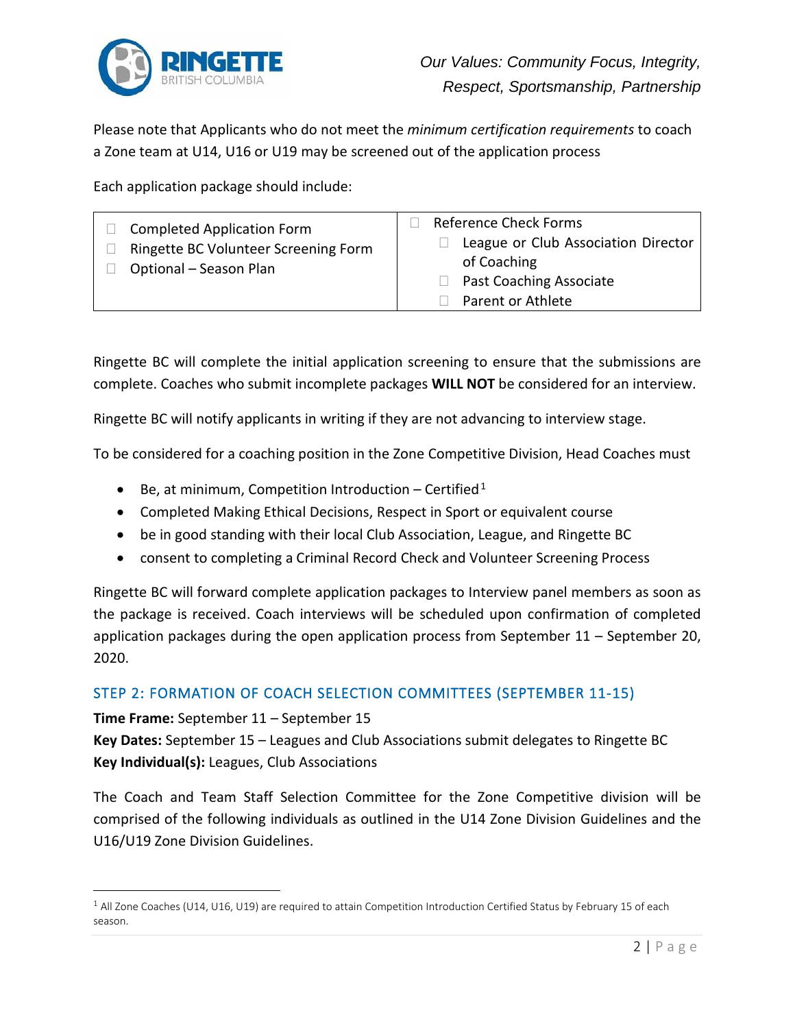Please note that Applicants who do not meet the *minimum certification requirements* to coach a Zone team at U14, U16 or U19 may be screened out of the application process

Each application package should include:

| | |
|---|---|
| ☐ Completed Application Form<br>☐ Ringette BC Volunteer Screening Form<br>☐ Optional – Season Plan | ☐ Reference Check Forms<br>    ☐ League or Club Association Director of Coaching<br>    ☐ Past Coaching Associate<br>    ☐ Parent or Athlete |

Ringette BC will complete the initial application screening to ensure that the submissions are complete. Coaches who submit incomplete packages **WILL NOT** be considered for an interview.

Ringette BC will notify applicants in writing if they are not advancing to interview stage.

To be considered for a coaching position in the Zone Competitive Division, Head Coaches must

- Be, at minimum, Competition Introduction – Certified[1]
- Completed Making Ethical Decisions, Respect in Sport or equivalent course
- be in good standing with their local Club Association, League, and Ringette BC
- consent to completing a Criminal Record Check and Volunteer Screening Process

Ringette BC will forward complete application packages to Interview panel members as soon as the package is received. Coach interviews will be scheduled upon confirmation of completed application packages during the open application process from September 11 – September 20, 2020.

## STEP 2: FORMATION OF COACH SELECTION COMMITTEES (SEPTEMBER 11-15)

**Time Frame:** September 11 – September 15
**Key Dates:** September 15 – Leagues and Club Associations submit delegates to Ringette BC
**Key Individual(s):** Leagues, Club Associations

The Coach and Team Staff Selection Committee for the Zone Competitive division will be comprised of the following individuals as outlined in the U14 Zone Division Guidelines and the U16/U19 Zone Division Guidelines.

---

[1] All Zone Coaches (U14, U16, U19) are required to attain Competition Introduction Certified Status by February 15 of each season.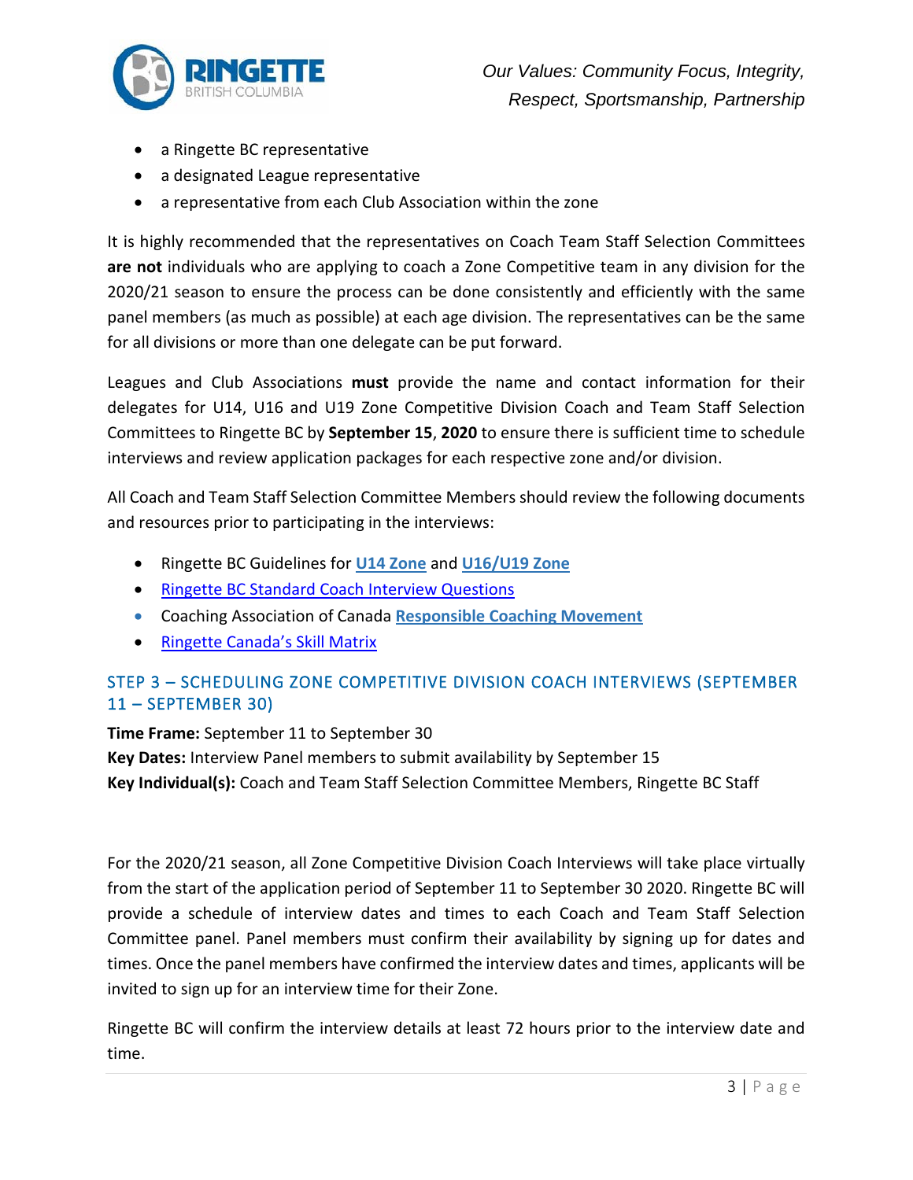- a Ringette BC representative
- a designated League representative
- a representative from each Club Association within the zone

It is highly recommended that the representatives on Coach Team Staff Selection Committees **are not** individuals who are applying to coach a Zone Competitive team in any division for the 2020/21 season to ensure the process can be done consistently and efficiently with the same panel members (as much as possible) at each age division. The representatives can be the same for all divisions or more than one delegate can be put forward.

Leagues and Club Associations **must** provide the name and contact information for their delegates for U14, U16 and U19 Zone Competitive Division Coach and Team Staff Selection Committees to Ringette BC by **September 15**, **2020** to ensure there is sufficient time to schedule interviews and review application packages for each respective zone and/or division.

All Coach and Team Staff Selection Committee Members should review the following documents and resources prior to participating in the interviews:

- Ringette BC Guidelines for **U14 Zone** and **U16/U19 Zone**
- Ringette BC Standard Coach Interview Questions
- Coaching Association of Canada **Responsible Coaching Movement**
- Ringette Canada's Skill Matrix

## STEP 3 – SCHEDULING ZONE COMPETITIVE DIVISION COACH INTERVIEWS (SEPTEMBER 11 – SEPTEMBER 30)

**Time Frame:** September 11 to September 30
**Key Dates:** Interview Panel members to submit availability by September 15
**Key Individual(s):** Coach and Team Staff Selection Committee Members, Ringette BC Staff

For the 2020/21 season, all Zone Competitive Division Coach Interviews will take place virtually from the start of the application period of September 11 to September 30 2020. Ringette BC will provide a schedule of interview dates and times to each Coach and Team Staff Selection Committee panel. Panel members must confirm their availability by signing up for dates and times. Once the panel members have confirmed the interview dates and times, applicants will be invited to sign up for an interview time for their Zone.

Ringette BC will confirm the interview details at least 72 hours prior to the interview date and time.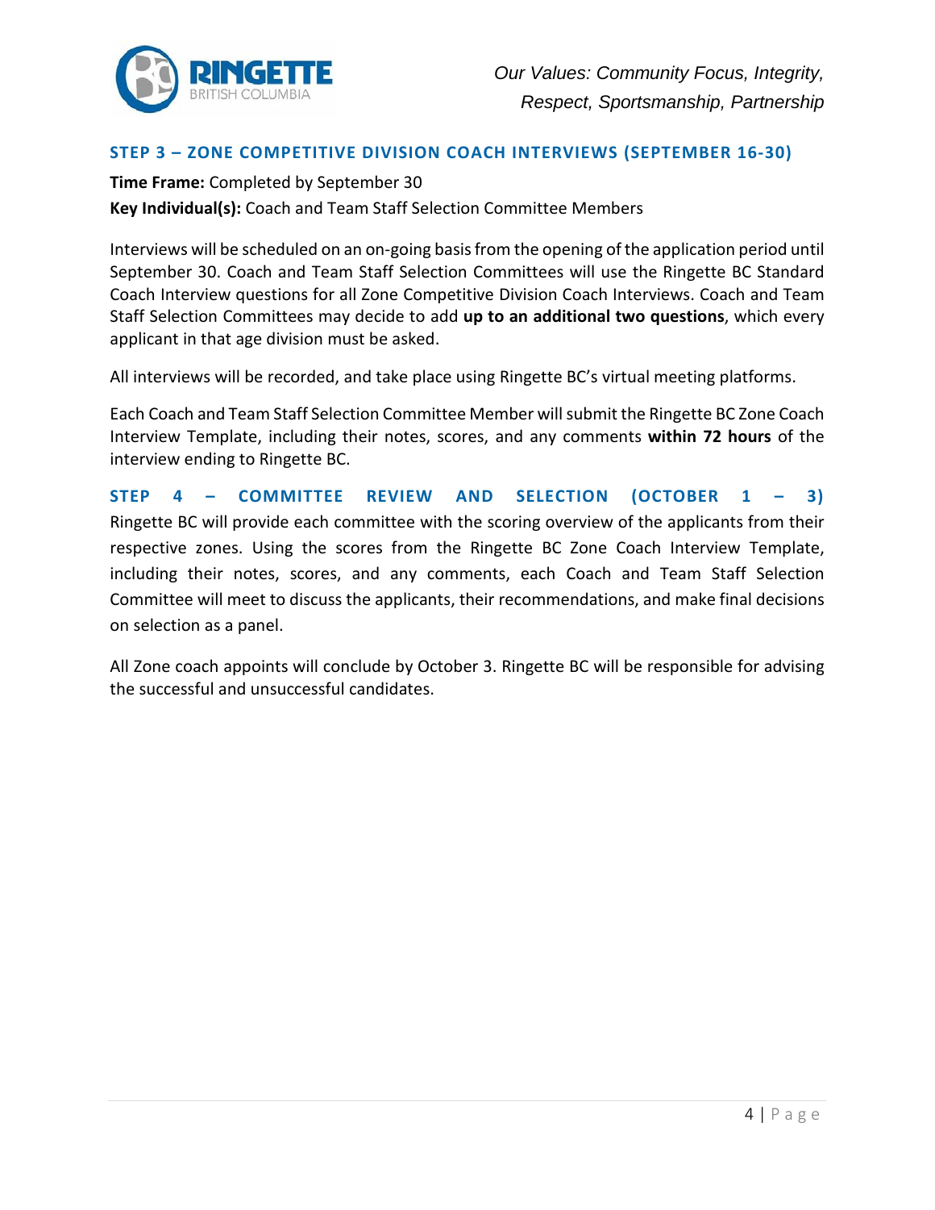## STEP 3 – ZONE COMPETITIVE DIVISION COACH INTERVIEWS (SEPTEMBER 16-30)

**Time Frame:** Completed by September 30

**Key Individual(s):** Coach and Team Staff Selection Committee Members

Interviews will be scheduled on an on-going basis from the opening of the application period until September 30. Coach and Team Staff Selection Committees will use the Ringette BC Standard Coach Interview questions for all Zone Competitive Division Coach Interviews. Coach and Team Staff Selection Committees may decide to add **up to an additional two questions**, which every applicant in that age division must be asked.

All interviews will be recorded, and take place using Ringette BC's virtual meeting platforms.

Each Coach and Team Staff Selection Committee Member will submit the Ringette BC Zone Coach Interview Template, including their notes, scores, and any comments **within 72 hours** of the interview ending to Ringette BC.

## STEP 4 – COMMITTEE REVIEW AND SELECTION (OCTOBER 1 – 3)

Ringette BC will provide each committee with the scoring overview of the applicants from their respective zones. Using the scores from the Ringette BC Zone Coach Interview Template, including their notes, scores, and any comments, each Coach and Team Staff Selection Committee will meet to discuss the applicants, their recommendations, and make final decisions on selection as a panel.

All Zone coach appoints will conclude by October 3. Ringette BC will be responsible for advising the successful and unsuccessful candidates.